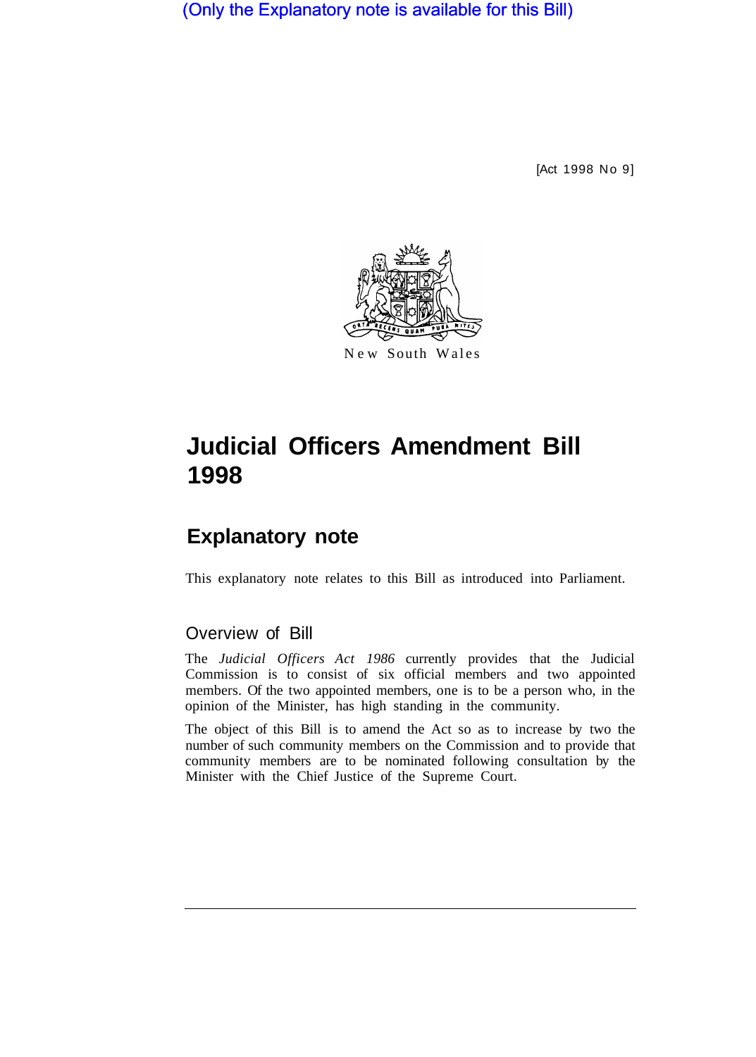(Only the Explanatory note is available for this Bill)

[Act 1998 No 9]

New South Wales

# Judicial Officers Amendment Bill 1998

## Explanatory note

This explanatory note relates to this Bill as introduced into Parliament.

### Overview of Bill

The *Judicial Officers Act 1986* currently provides that the Judicial Commission is to consist of six official members and two appointed members. Of the two appointed members, one is to be a person who, in the opinion of the Minister, has high standing in the community.

The object of this Bill is to amend the Act so as to increase by two the number of such community members on the Commission and to provide that community members are to be nominated following consultation by the Minister with the Chief Justice of the Supreme Court.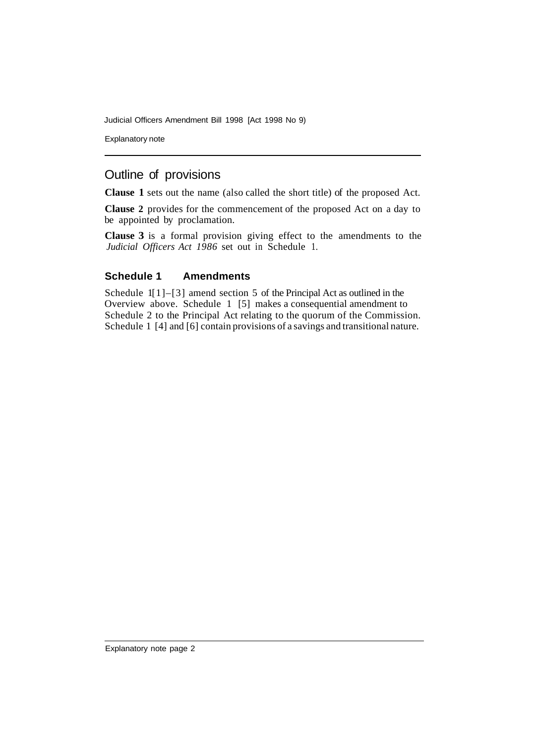## Outline of provisions

**Clause 1** sets out the name (also called the short title) of the proposed Act.

**Clause 2** provides for the commencement of the proposed Act on a day to be appointed by proclamation.

**Clause 3** is a formal provision giving effect to the amendments to the *Judicial Officers Act 1986* set out in Schedule 1.

### Schedule 1 Amendments

Schedule 1[1]–[3] amend section 5 of the Principal Act as outlined in the Overview above. Schedule 1 [5] makes a consequential amendment to Schedule 2 to the Principal Act relating to the quorum of the Commission. Schedule 1 [4] and [6] contain provisions of a savings and transitional nature.